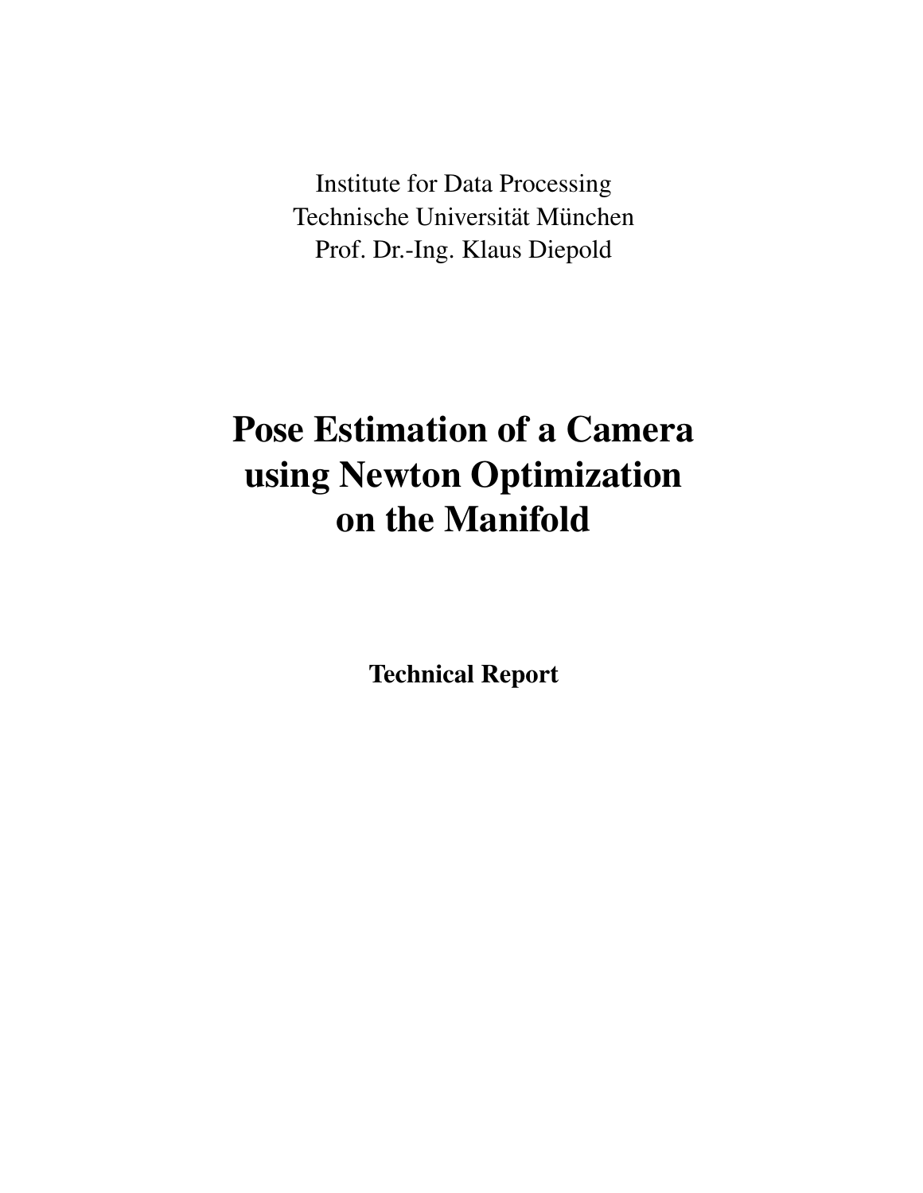Institute for Data Processing
Technische Universität München
Prof. Dr.-Ing. Klaus Diepold

# Pose Estimation of a Camera using Newton Optimization on the Manifold

**Technical Report**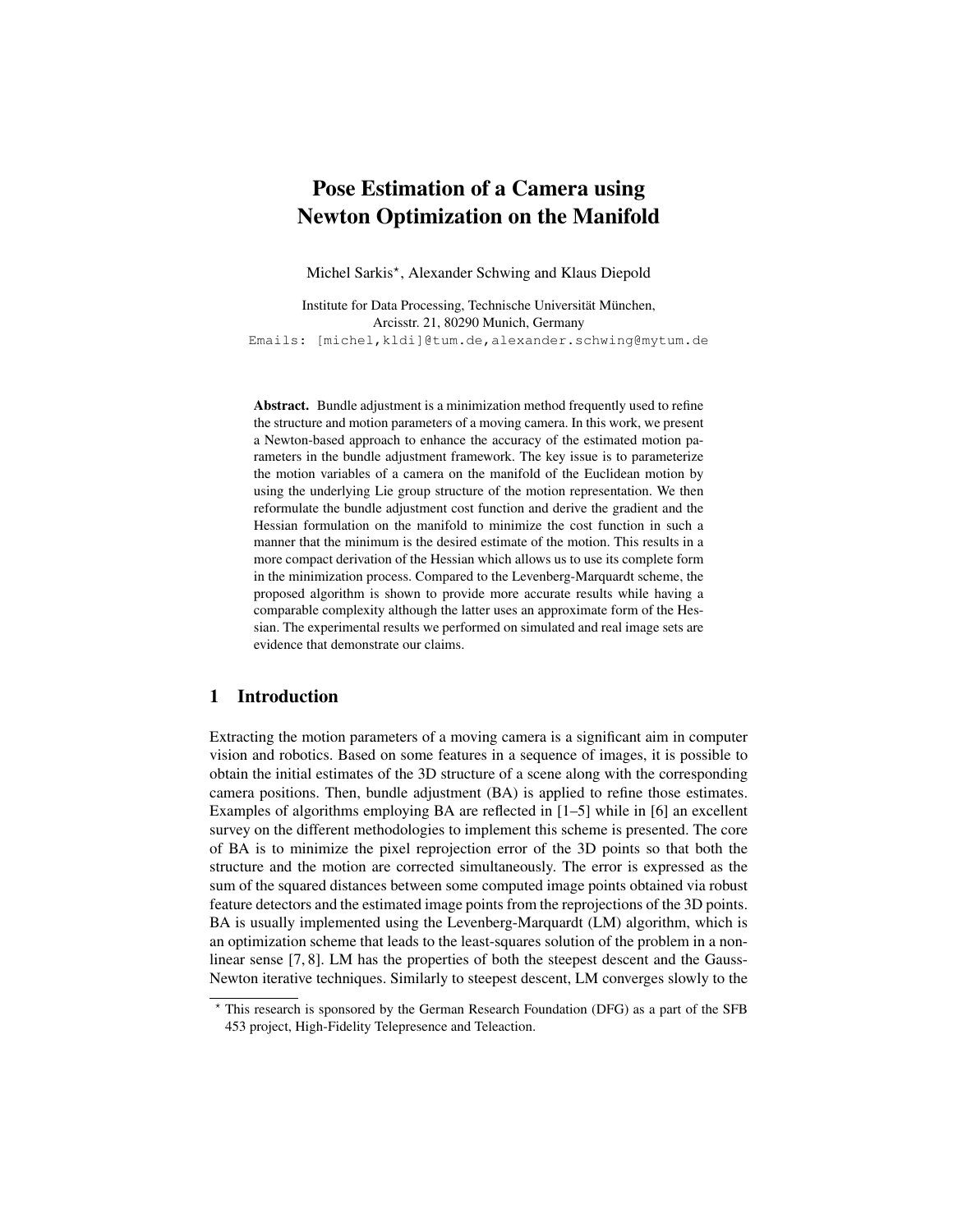# Pose Estimation of a Camera using Newton Optimization on the Manifold

Michel Sarkis*, Alexander Schwing and Klaus Diepold

Institute for Data Processing, Technische Universität München,  
Arcisstr. 21, 80290 Munich, Germany  
Emails: [michel,kldi]@tum.de,alexander.schwing@mytum.de

**Abstract.** Bundle adjustment is a minimization method frequently used to refine the structure and motion parameters of a moving camera. In this work, we present a Newton-based approach to enhance the accuracy of the estimated motion parameters in the bundle adjustment framework. The key issue is to parameterize the motion variables of a camera on the manifold of the Euclidean motion by using the underlying Lie group structure of the motion representation. We then reformulate the bundle adjustment cost function and derive the gradient and the Hessian formulation on the manifold to minimize the cost function in such a manner that the minimum is the desired estimate of the motion. This results in a more compact derivation of the Hessian which allows us to use its complete form in the minimization process. Compared to the Levenberg-Marquardt scheme, the proposed algorithm is shown to provide more accurate results while having a comparable complexity although the latter uses an approximate form of the Hessian. The experimental results we performed on simulated and real image sets are evidence that demonstrate our claims.

## 1 Introduction

Extracting the motion parameters of a moving camera is a significant aim in computer vision and robotics. Based on some features in a sequence of images, it is possible to obtain the initial estimates of the 3D structure of a scene along with the corresponding camera positions. Then, bundle adjustment (BA) is applied to refine those estimates. Examples of algorithms employing BA are reflected in [1–5] while in [6] an excellent survey on the different methodologies to implement this scheme is presented. The core of BA is to minimize the pixel reprojection error of the 3D points so that both the structure and the motion are corrected simultaneously. The error is expressed as the sum of the squared distances between some computed image points obtained via robust feature detectors and the estimated image points from the reprojections of the 3D points. BA is usually implemented using the Levenberg-Marquardt (LM) algorithm, which is an optimization scheme that leads to the least-squares solution of the problem in a nonlinear sense [7, 8]. LM has the properties of both the steepest descent and the Gauss-Newton iterative techniques. Similarly to steepest descent, LM converges slowly to the

---

* This research is sponsored by the German Research Foundation (DFG) as a part of the SFB 453 project, High-Fidelity Telepresence and Teleaction.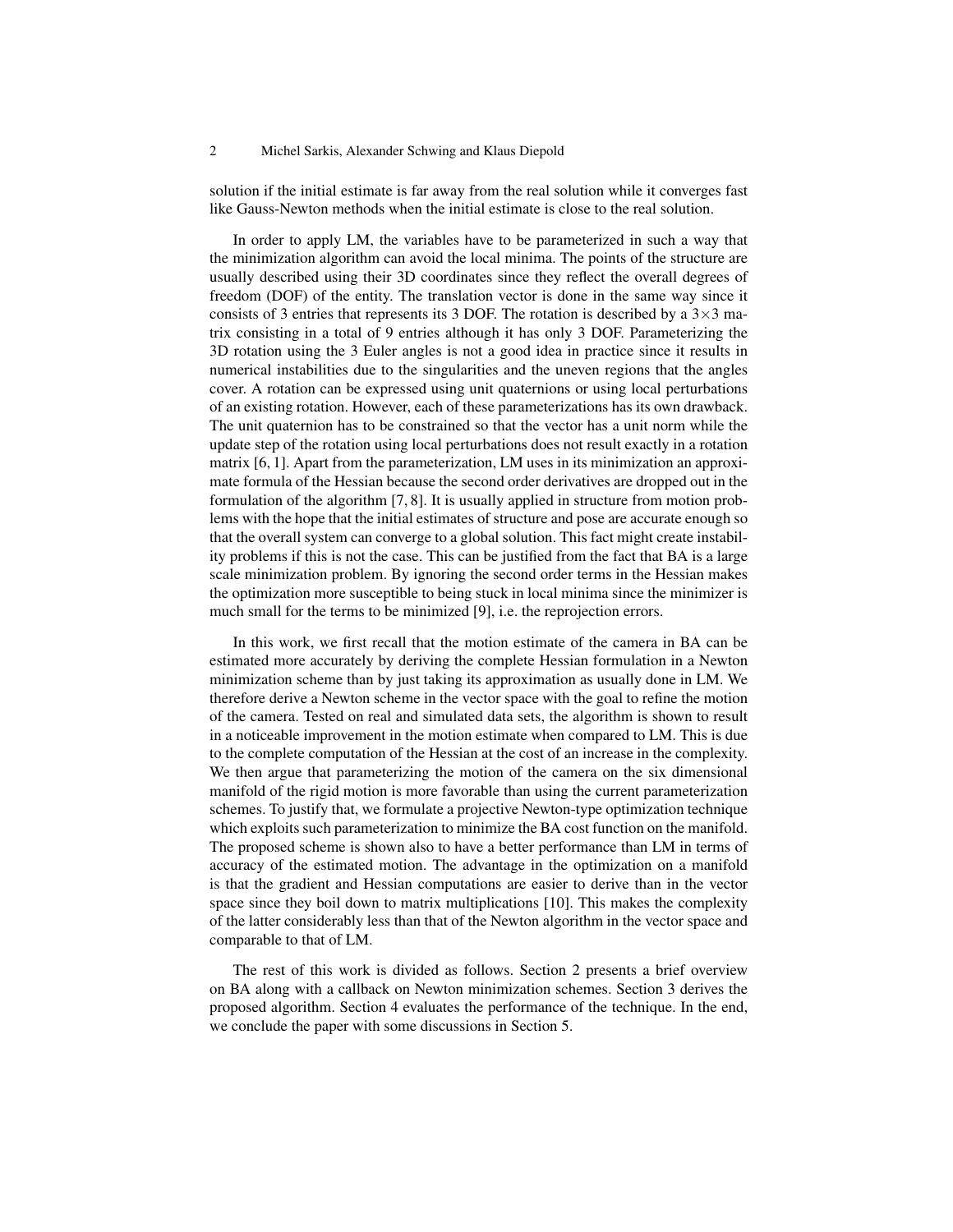solution if the initial estimate is far away from the real solution while it converges fast like Gauss-Newton methods when the initial estimate is close to the real solution.

In order to apply LM, the variables have to be parameterized in such a way that the minimization algorithm can avoid the local minima. The points of the structure are usually described using their 3D coordinates since they reflect the overall degrees of freedom (DOF) of the entity. The translation vector is done in the same way since it consists of 3 entries that represents its 3 DOF. The rotation is described by a $3\times3$ matrix consisting in a total of 9 entries although it has only 3 DOF. Parameterizing the 3D rotation using the 3 Euler angles is not a good idea in practice since it results in numerical instabilities due to the singularities and the uneven regions that the angles cover. A rotation can be expressed using unit quaternions or using local perturbations of an existing rotation. However, each of these parameterizations has its own drawback. The unit quaternion has to be constrained so that the vector has a unit norm while the update step of the rotation using local perturbations does not result exactly in a rotation matrix [6, 1]. Apart from the parameterization, LM uses in its minimization an approximate formula of the Hessian because the second order derivatives are dropped out in the formulation of the algorithm [7, 8]. It is usually applied in structure from motion problems with the hope that the initial estimates of structure and pose are accurate enough so that the overall system can converge to a global solution. This fact might create instability problems if this is not the case. This can be justified from the fact that BA is a large scale minimization problem. By ignoring the second order terms in the Hessian makes the optimization more susceptible to being stuck in local minima since the minimizer is much small for the terms to be minimized [9], i.e. the reprojection errors.

In this work, we first recall that the motion estimate of the camera in BA can be estimated more accurately by deriving the complete Hessian formulation in a Newton minimization scheme than by just taking its approximation as usually done in LM. We therefore derive a Newton scheme in the vector space with the goal to refine the motion of the camera. Tested on real and simulated data sets, the algorithm is shown to result in a noticeable improvement in the motion estimate when compared to LM. This is due to the complete computation of the Hessian at the cost of an increase in the complexity. We then argue that parameterizing the motion of the camera on the six dimensional manifold of the rigid motion is more favorable than using the current parameterization schemes. To justify that, we formulate a projective Newton-type optimization technique which exploits such parameterization to minimize the BA cost function on the manifold. The proposed scheme is shown also to have a better performance than LM in terms of accuracy of the estimated motion. The advantage in the optimization on a manifold is that the gradient and Hessian computations are easier to derive than in the vector space since they boil down to matrix multiplications [10]. This makes the complexity of the latter considerably less than that of the Newton algorithm in the vector space and comparable to that of LM.

The rest of this work is divided as follows. Section 2 presents a brief overview on BA along with a callback on Newton minimization schemes. Section 3 derives the proposed algorithm. Section 4 evaluates the performance of the technique. In the end, we conclude the paper with some discussions in Section 5.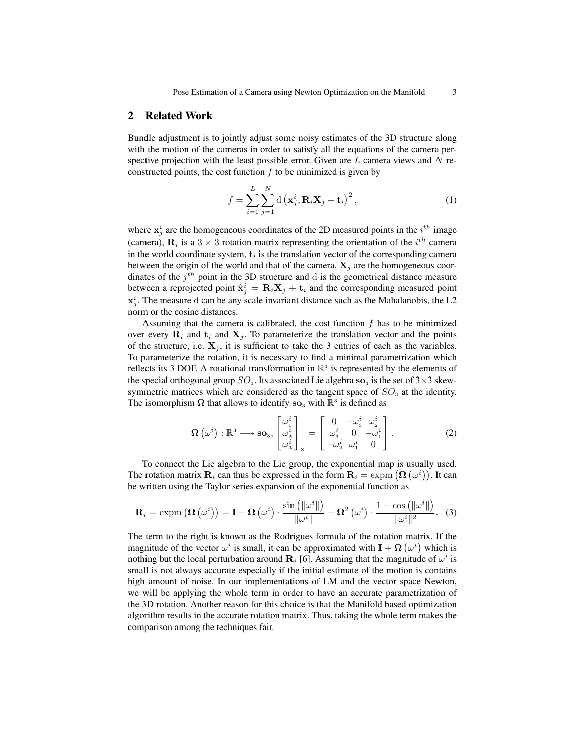## 2 Related Work

Bundle adjustment is to jointly adjust some noisy estimates of the 3D structure along with the motion of the cameras in order to satisfy all the equations of the camera perspective projection with the least possible error. Given are $L$ camera views and $N$ reconstructed points, the cost function $f$ to be minimized is given by

$$f = \sum_{i=1}^{L} \sum_{j=1}^{N} \mathrm{d}\left(\mathbf{x}_j^i, \mathbf{R}_i \mathbf{X}_j + \mathbf{t}_i\right)^2, \tag{1}$$

where $\mathbf{x}_j^i$ are the homogeneous coordinates of the 2D measured points in the $i^{th}$ image (camera), $\mathbf{R}_i$ is a $3 \times 3$ rotation matrix representing the orientation of the $i^{th}$ camera in the world coordinate system, $\mathbf{t}_i$ is the translation vector of the corresponding camera between the origin of the world and that of the camera, $\mathbf{X}_j$ are the homogeneous coordinates of the $j^{th}$ point in the 3D structure and $\mathrm{d}$ is the geometrical distance measure between a reprojected point $\hat{\mathbf{x}}_j^i = \mathbf{R}_i \mathbf{X}_j + \mathbf{t}_i$ and the corresponding measured point $\mathbf{x}_j^i$. The measure $\mathrm{d}$ can be any scale invariant distance such as the Mahalanobis, the L2 norm or the cosine distances.

Assuming that the camera is calibrated, the cost function $f$ has to be minimized over every $\mathbf{R}_i$ and $\mathbf{t}_i$ and $\mathbf{X}_j$. To parameterize the translation vector and the points of the structure, i.e. $\mathbf{X}_j$, it is sufficient to take the 3 entries of each as the variables. To parameterize the rotation, it is necessary to find a minimal parametrization which reflects its 3 DOF. A rotational transformation in $\mathbb{R}^3$ is represented by the elements of the special orthogonal group $SO_3$. Its associated Lie algebra $\mathbf{so}_3$ is the set of $3\times3$ skew-symmetric matrices which are considered as the tangent space of $SO_3$ at the identity. The isomorphism $\mathbf{\Omega}$ that allows to identify $\mathbf{so}_3$ with $\mathbb{R}^3$ is defined as

$$\mathbf{\Omega}\left(\omega^i\right) : \mathbb{R}^3 \longrightarrow \mathbf{so}_3, \begin{bmatrix} \omega_1^i \\ \omega_2^i \\ \omega_3^i \end{bmatrix}_\times = \begin{bmatrix} 0 & -\omega_3^i & \omega_2^i \\ \omega_3^i & 0 & -\omega_1^i \\ -\omega_2^i & \omega_1^i & 0 \end{bmatrix}. \tag{2}$$

To connect the Lie algebra to the Lie group, the exponential map is usually used. The rotation matrix $\mathbf{R}_i$ can thus be expressed in the form $\mathbf{R}_i = \mathrm{expm}\left(\mathbf{\Omega}\left(\omega^i\right)\right)$. It can be written using the Taylor series expansion of the exponential function as

$$\mathbf{R}_i = \mathrm{expm}\left(\mathbf{\Omega}\left(\omega^i\right)\right) = \mathbf{I} + \mathbf{\Omega}\left(\omega^i\right) \cdot \frac{\sin\left(\|\omega^i\|\right)}{\|\omega^i\|} + \mathbf{\Omega}^2\left(\omega^i\right) \cdot \frac{1 - \cos\left(\|\omega^i\|\right)}{\|\omega^i\|^2}. \tag{3}$$

The term to the right is known as the Rodrigues formula of the rotation matrix. If the magnitude of the vector $\omega^i$ is small, it can be approximated with $\mathbf{I} + \mathbf{\Omega}\left(\omega^i\right)$ which is nothing but the local perturbation around $\mathbf{R}_i$ [6]. Assuming that the magnitude of $\omega^i$ is small is not always accurate especially if the initial estimate of the motion is contains high amount of noise. In our implementations of LM and the vector space Newton, we will be applying the whole term in order to have an accurate parametrization of the 3D rotation. Another reason for this choice is that the Manifold based optimization algorithm results in the accurate rotation matrix. Thus, taking the whole term makes the comparison among the techniques fair.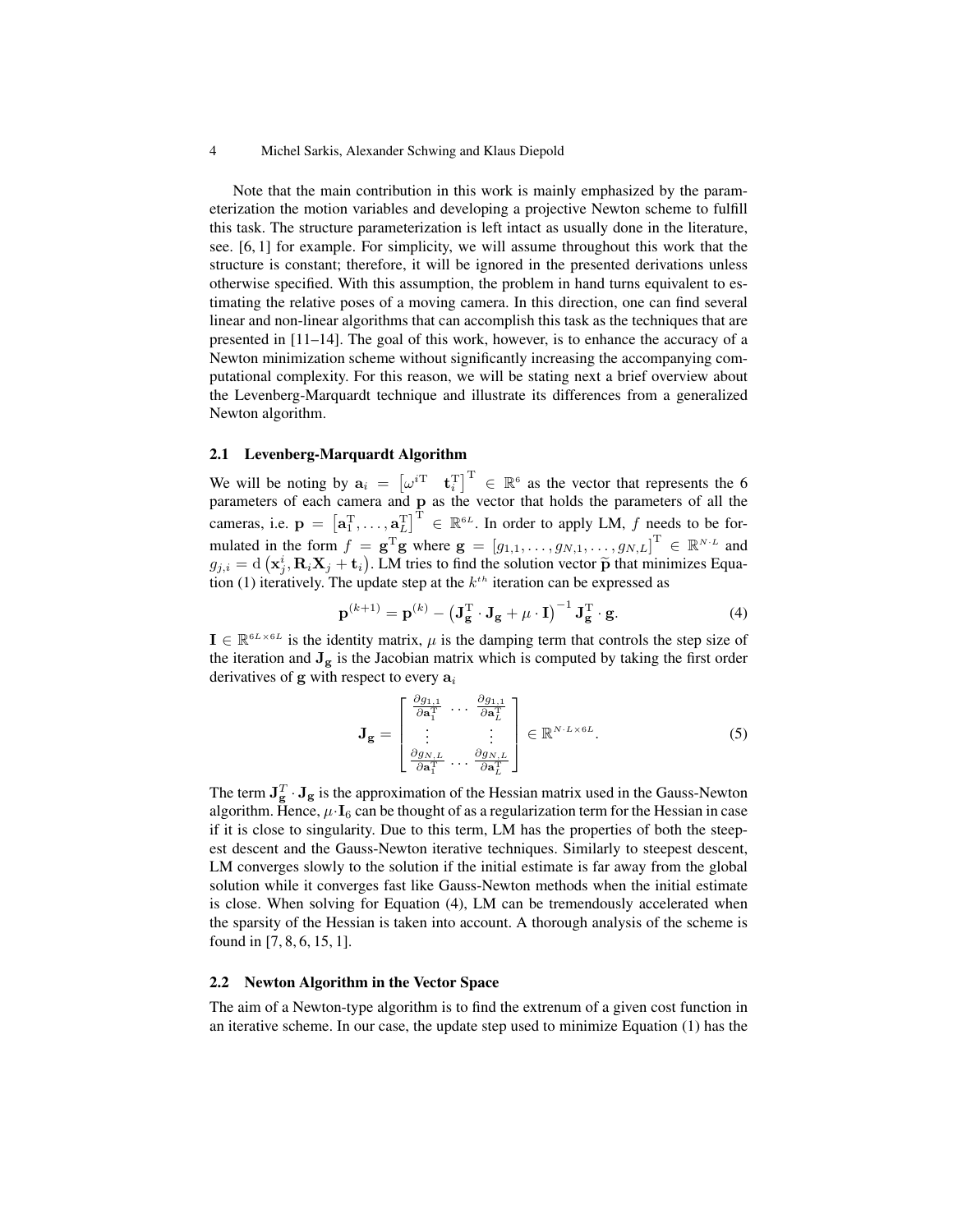Note that the main contribution in this work is mainly emphasized by the parameterization the motion variables and developing a projective Newton scheme to fulfill this task. The structure parameterization is left intact as usually done in the literature, see. [6, 1] for example. For simplicity, we will assume throughout this work that the structure is constant; therefore, it will be ignored in the presented derivations unless otherwise specified. With this assumption, the problem in hand turns equivalent to estimating the relative poses of a moving camera. In this direction, one can find several linear and non-linear algorithms that can accomplish this task as the techniques that are presented in [11–14]. The goal of this work, however, is to enhance the accuracy of a Newton minimization scheme without significantly increasing the accompanying computational complexity. For this reason, we will be stating next a brief overview about the Levenberg-Marquardt technique and illustrate its differences from a generalized Newton algorithm.

### 2.1 Levenberg-Marquardt Algorithm

We will be noting by $\mathbf{a}_i = \left[\omega^{i\mathrm{T}} \quad \mathbf{t}_i^{\mathrm{T}}\right]^{\mathrm{T}} \in \mathbb{R}^6$ as the vector that represents the 6 parameters of each camera and $\mathbf{p}$ as the vector that holds the parameters of all the cameras, i.e. $\mathbf{p} = \left[\mathbf{a}_1^{\mathrm{T}}, \ldots, \mathbf{a}_L^{\mathrm{T}}\right]^{\mathrm{T}} \in \mathbb{R}^{6L}$. In order to apply LM, $f$ needs to be formulated in the form $f = \mathbf{g}^{\mathrm{T}}\mathbf{g}$ where $\mathbf{g} = \left[g_{1,1}, \ldots, g_{N,1}, \ldots, g_{N,L}\right]^{\mathrm{T}} \in \mathbb{R}^{N \cdot L}$ and $g_{j,i} = \mathrm{d}\left(\mathbf{x}_j^i, \mathbf{R}_i\mathbf{X}_j + \mathbf{t}_i\right)$. LM tries to find the solution vector $\widetilde{\mathbf{p}}$ that minimizes Equation (1) iteratively. The update step at the $k^{th}$ iteration can be expressed as

$$\mathbf{p}^{(k+1)} = \mathbf{p}^{(k)} - \left(\mathbf{J}_{\mathbf{g}}^{\mathrm{T}} \cdot \mathbf{J}_{\mathbf{g}} + \mu \cdot \mathbf{I}\right)^{-1} \mathbf{J}_{\mathbf{g}}^{\mathrm{T}} \cdot \mathbf{g}. \tag{4}$$

$\mathbf{I} \in \mathbb{R}^{6L \times 6L}$ is the identity matrix, $\mu$ is the damping term that controls the step size of the iteration and $\mathbf{J}_{\mathbf{g}}$ is the Jacobian matrix which is computed by taking the first order derivatives of $\mathbf{g}$ with respect to every $\mathbf{a}_i$

$$\mathbf{J}_{\mathbf{g}} = \begin{bmatrix} \frac{\partial g_{1,1}}{\partial \mathbf{a}_1^{\mathrm{T}}} & \cdots & \frac{\partial g_{1,1}}{\partial \mathbf{a}_L^{\mathrm{T}}} \\ \vdots & & \vdots \\ \frac{\partial g_{N,L}}{\partial \mathbf{a}_1^{\mathrm{T}}} & \cdots & \frac{\partial g_{N,L}}{\partial \mathbf{a}_L^{\mathrm{T}}} \end{bmatrix} \in \mathbb{R}^{N \cdot L \times 6L}. \tag{5}$$

The term $\mathbf{J}_{\mathbf{g}}^T \cdot \mathbf{J}_{\mathbf{g}}$ is the approximation of the Hessian matrix used in the Gauss-Newton algorithm. Hence, $\mu \cdot \mathbf{I}_6$ can be thought of as a regularization term for the Hessian in case if it is close to singularity. Due to this term, LM has the properties of both the steepest descent and the Gauss-Newton iterative techniques. Similarly to steepest descent, LM converges slowly to the solution if the initial estimate is far away from the global solution while it converges fast like Gauss-Newton methods when the initial estimate is close. When solving for Equation (4), LM can be tremendously accelerated when the sparsity of the Hessian is taken into account. A thorough analysis of the scheme is found in [7, 8, 6, 15, 1].

### 2.2 Newton Algorithm in the Vector Space

The aim of a Newton-type algorithm is to find the extrenum of a given cost function in an iterative scheme. In our case, the update step used to minimize Equation (1) has the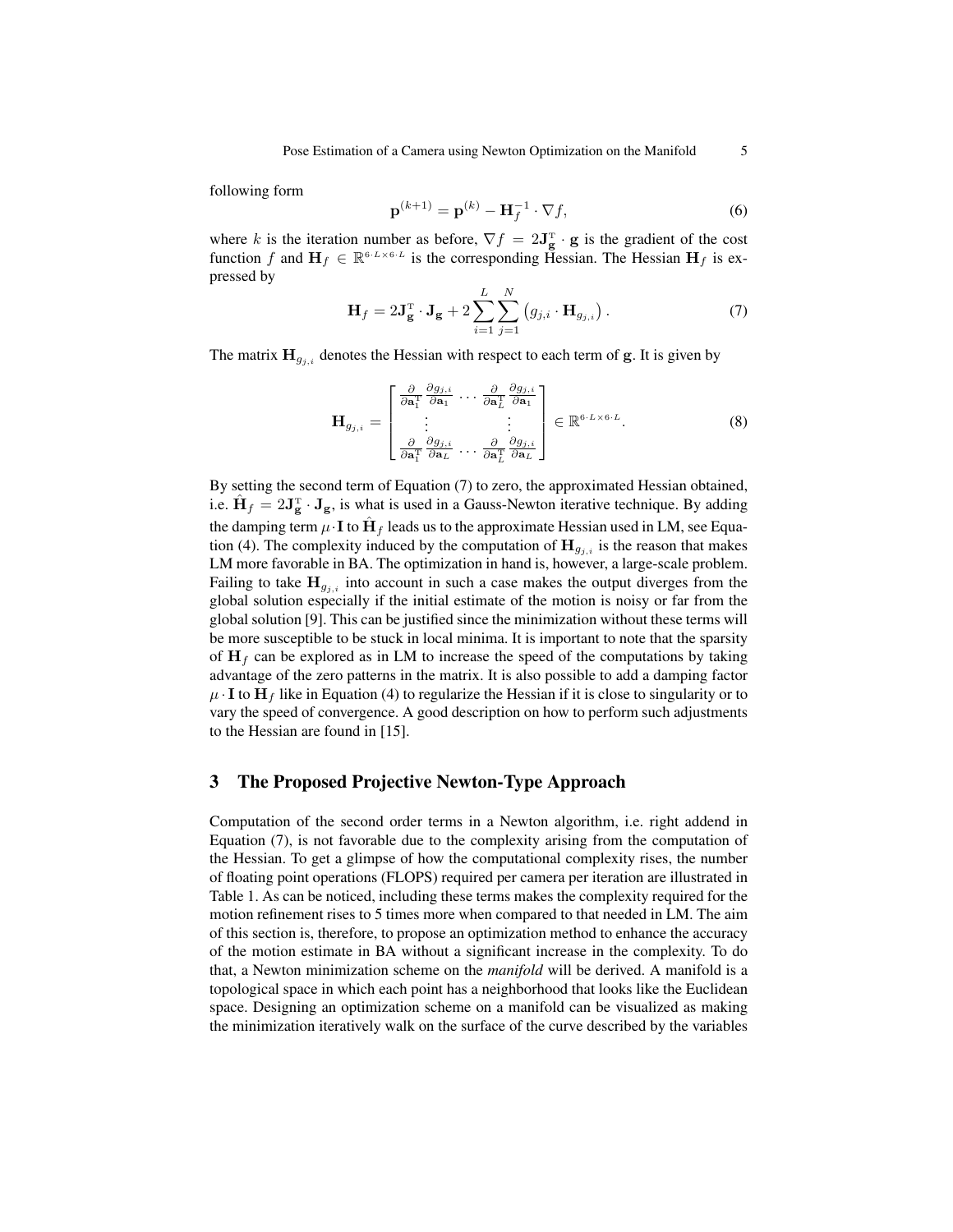following form

$$\mathbf{p}^{(k+1)} = \mathbf{p}^{(k)} - \mathbf{H}_f^{-1} \cdot \nabla f, \tag{6}$$

where $k$ is the iteration number as before, $\nabla f = 2\mathbf{J}_{\mathbf{g}}^{\mathrm{T}} \cdot \mathbf{g}$ is the gradient of the cost function $f$ and $\mathbf{H}_f \in \mathbb{R}^{6 \cdot L \times 6 \cdot L}$ is the corresponding Hessian. The Hessian $\mathbf{H}_f$ is expressed by

$$\mathbf{H}_f = 2\mathbf{J}_{\mathbf{g}}^{\mathrm{T}} \cdot \mathbf{J}_{\mathbf{g}} + 2 \sum_{i=1}^{L} \sum_{j=1}^{N} \left( g_{j,i} \cdot \mathbf{H}_{g_{j,i}} \right). \tag{7}$$

The matrix $\mathbf{H}_{g_{j,i}}$ denotes the Hessian with respect to each term of $\mathbf{g}$. It is given by

$$\mathbf{H}_{g_{j,i}} = \begin{bmatrix} \frac{\partial}{\partial \mathbf{a}_1^{\mathrm{T}}} \frac{\partial g_{j,i}}{\partial \mathbf{a}_1} & \cdots & \frac{\partial}{\partial \mathbf{a}_L^{\mathrm{T}}} \frac{\partial g_{j,i}}{\partial \mathbf{a}_1} \\ \vdots & & \vdots \\ \frac{\partial}{\partial \mathbf{a}_1^{\mathrm{T}}} \frac{\partial g_{j,i}}{\partial \mathbf{a}_L} & \cdots & \frac{\partial}{\partial \mathbf{a}_L^{\mathrm{T}}} \frac{\partial g_{j,i}}{\partial \mathbf{a}_L} \end{bmatrix} \in \mathbb{R}^{6 \cdot L \times 6 \cdot L}. \tag{8}$$

By setting the second term of Equation (7) to zero, the approximated Hessian obtained, i.e. $\hat{\mathbf{H}}_f = 2\mathbf{J}_{\mathbf{g}}^{\mathrm{T}} \cdot \mathbf{J}_{\mathbf{g}}$, is what is used in a Gauss-Newton iterative technique. By adding the damping term $\mu \cdot \mathbf{I}$ to $\hat{\mathbf{H}}_f$ leads us to the approximate Hessian used in LM, see Equation (4). The complexity induced by the computation of $\mathbf{H}_{g_{j,i}}$ is the reason that makes LM more favorable in BA. The optimization in hand is, however, a large-scale problem. Failing to take $\mathbf{H}_{g_{j,i}}$ into account in such a case makes the output diverges from the global solution especially if the initial estimate of the motion is noisy or far from the global solution [9]. This can be justified since the minimization without these terms will be more susceptible to be stuck in local minima. It is important to note that the sparsity of $\mathbf{H}_f$ can be explored as in LM to increase the speed of the computations by taking advantage of the zero patterns in the matrix. It is also possible to add a damping factor $\mu \cdot \mathbf{I}$ to $\mathbf{H}_f$ like in Equation (4) to regularize the Hessian if it is close to singularity or to vary the speed of convergence. A good description on how to perform such adjustments to the Hessian are found in [15].

## 3 The Proposed Projective Newton-Type Approach

Computation of the second order terms in a Newton algorithm, i.e. right addend in Equation (7), is not favorable due to the complexity arising from the computation of the Hessian. To get a glimpse of how the computational complexity rises, the number of floating point operations (FLOPS) required per camera per iteration are illustrated in Table 1. As can be noticed, including these terms makes the complexity required for the motion refinement rises to 5 times more when compared to that needed in LM. The aim of this section is, therefore, to propose an optimization method to enhance the accuracy of the motion estimate in BA without a significant increase in the complexity. To do that, a Newton minimization scheme on the *manifold* will be derived. A manifold is a topological space in which each point has a neighborhood that looks like the Euclidean space. Designing an optimization scheme on a manifold can be visualized as making the minimization iteratively walk on the surface of the curve described by the variables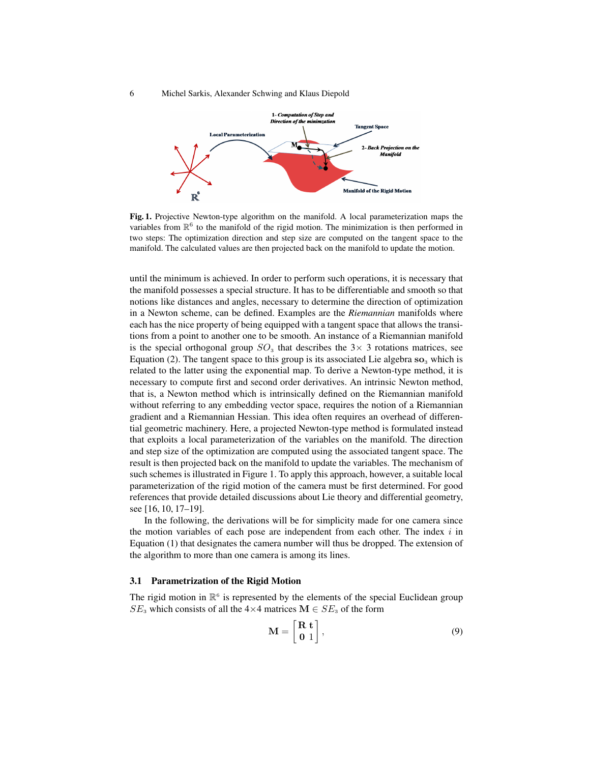**Fig. 1.** Projective Newton-type algorithm on the manifold. A local parameterization maps the variables from $\mathbb{R}^6$ to the manifold of the rigid motion. The minimization is then performed in two steps: The optimization direction and step size are computed on the tangent space to the manifold. The calculated values are then projected back on the manifold to update the motion.

until the minimum is achieved. In order to perform such operations, it is necessary that the manifold possesses a special structure. It has to be differentiable and smooth so that notions like distances and angles, necessary to determine the direction of optimization in a Newton scheme, can be defined. Examples are the *Riemannian* manifolds where each has the nice property of being equipped with a tangent space that allows the transitions from a point to another one to be smooth. An instance of a Riemannian manifold is the special orthogonal group $SO_3$ that describes the $3\times 3$ rotations matrices, see Equation (2). The tangent space to this group is its associated Lie algebra $\mathbf{so}_3$ which is related to the latter using the exponential map. To derive a Newton-type method, it is necessary to compute first and second order derivatives. An intrinsic Newton method, that is, a Newton method which is intrinsically defined on the Riemannian manifold without referring to any embedding vector space, requires the notion of a Riemannian gradient and a Riemannian Hessian. This idea often requires an overhead of differential geometric machinery. Here, a projected Newton-type method is formulated instead that exploits a local parameterization of the variables on the manifold. The direction and step size of the optimization are computed using the associated tangent space. The result is then projected back on the manifold to update the variables. The mechanism of such schemes is illustrated in Figure 1. To apply this approach, however, a suitable local parameterization of the rigid motion of the camera must be first determined. For good references that provide detailed discussions about Lie theory and differential geometry, see [16, 10, 17–19].

In the following, the derivations will be for simplicity made for one camera since the motion variables of each pose are independent from each other. The index $i$ in Equation (1) that designates the camera number will thus be dropped. The extension of the algorithm to more than one camera is among its lines.

### 3.1 Parametrization of the Rigid Motion

The rigid motion in $\mathbb{R}^6$ is represented by the elements of the special Euclidean group $SE_3$ which consists of all the $4\times 4$ matrices $\mathbf{M} \in SE_3$ of the form

$$\mathbf{M} = \begin{bmatrix} \mathbf{R} & \mathbf{t} \\ \mathbf{0} & 1 \end{bmatrix}, \tag{9}$$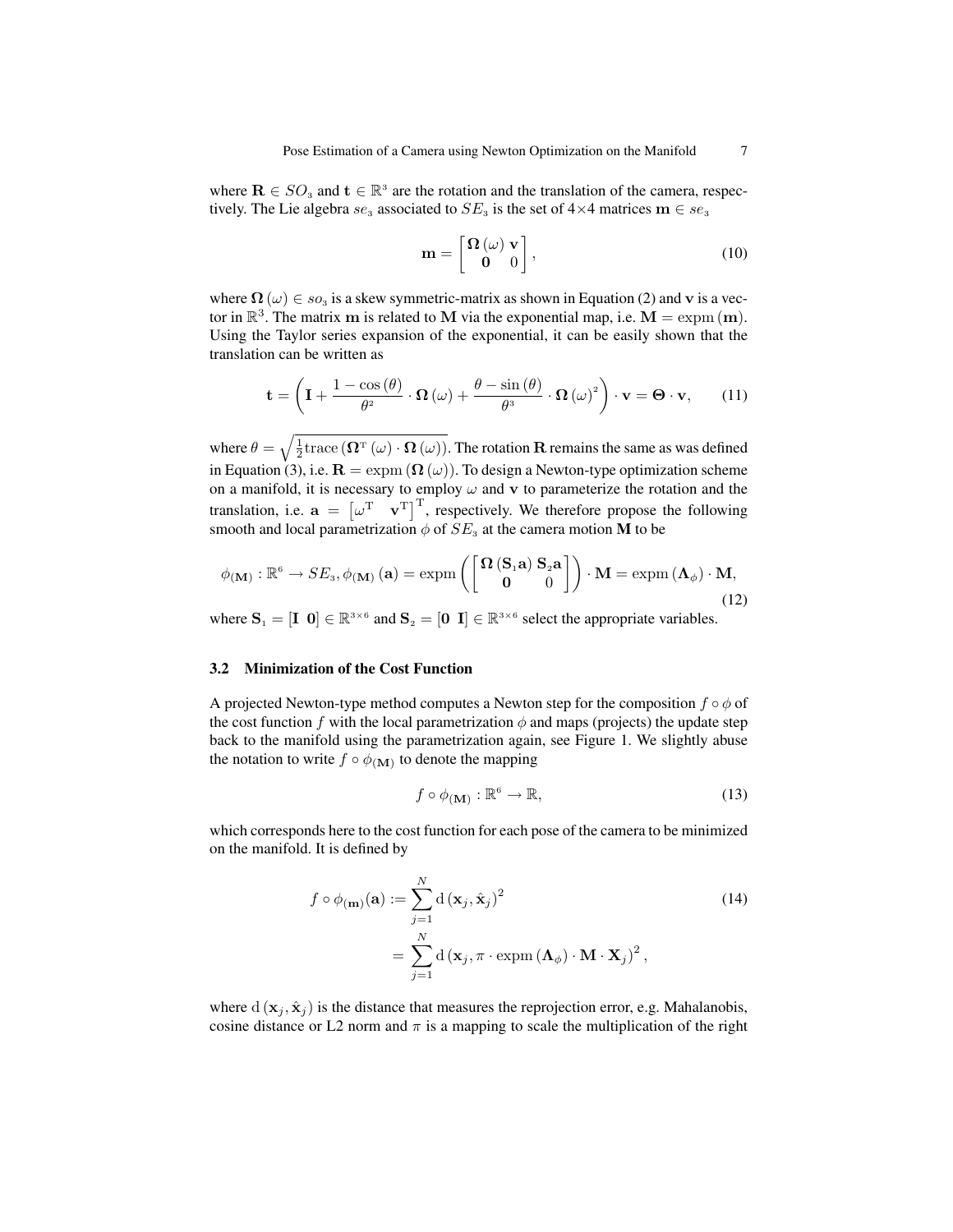where $\mathbf{R} \in SO_3$ and $\mathbf{t} \in \mathbb{R}^3$ are the rotation and the translation of the camera, respectively. The Lie algebra $se_3$ associated to $SE_3$ is the set of 4×4 matrices $\mathbf{m} \in se_3$

$$\mathbf{m} = \begin{bmatrix} \mathbf{\Omega}(\omega) & \mathbf{v} \\ \mathbf{0} & 0 \end{bmatrix}, \tag{10}$$

where $\mathbf{\Omega}(\omega) \in so_3$ is a skew symmetric-matrix as shown in Equation (2) and $\mathbf{v}$ is a vector in $\mathbb{R}^3$. The matrix $\mathbf{m}$ is related to $\mathbf{M}$ via the exponential map, i.e. $\mathbf{M} = \operatorname{expm}(\mathbf{m})$. Using the Taylor series expansion of the exponential, it can be easily shown that the translation can be written as

$$\mathbf{t} = \left(\mathbf{I} + \frac{1-\cos(\theta)}{\theta^2} \cdot \mathbf{\Omega}(\omega) + \frac{\theta - \sin(\theta)}{\theta^3} \cdot \mathbf{\Omega}(\omega)^2\right) \cdot \mathbf{v} = \mathbf{\Theta} \cdot \mathbf{v}, \tag{11}$$

where $\theta = \sqrt{\frac{1}{2}\operatorname{trace}\left(\mathbf{\Omega}^{\mathrm{T}}(\omega) \cdot \mathbf{\Omega}(\omega)\right)}$. The rotation $\mathbf{R}$ remains the same as was defined in Equation (3), i.e. $\mathbf{R} = \operatorname{expm}(\mathbf{\Omega}(\omega))$. To design a Newton-type optimization scheme on a manifold, it is necessary to employ $\omega$ and $\mathbf{v}$ to parameterize the rotation and the translation, i.e. $\mathbf{a} = \begin{bmatrix}\omega^{\mathrm{T}} & \mathbf{v}^{\mathrm{T}}\end{bmatrix}^{\mathrm{T}}$, respectively. We therefore propose the following smooth and local parametrization $\phi$ of $SE_3$ at the camera motion $\mathbf{M}$ to be

$$\phi_{(\mathbf{M})} : \mathbb{R}^6 \to SE_3, \phi_{(\mathbf{M})}(\mathbf{a}) = \operatorname{expm}\left(\begin{bmatrix} \mathbf{\Omega}(\mathbf{S}_1\mathbf{a}) & \mathbf{S}_2\mathbf{a} \\ \mathbf{0} & 0 \end{bmatrix}\right) \cdot \mathbf{M} = \operatorname{expm}(\mathbf{\Lambda}_\phi) \cdot \mathbf{M}, \tag{12}$$

where $\mathbf{S}_1 = [\mathbf{I} \;\, \mathbf{0}] \in \mathbb{R}^{3\times 6}$ and $\mathbf{S}_2 = [\mathbf{0} \;\, \mathbf{I}] \in \mathbb{R}^{3\times 6}$ select the appropriate variables.

### 3.2 Minimization of the Cost Function

A projected Newton-type method computes a Newton step for the composition $f \circ \phi$ of the cost function $f$ with the local parametrization $\phi$ and maps (projects) the update step back to the manifold using the parametrization again, see Figure 1. We slightly abuse the notation to write $f \circ \phi_{(\mathbf{M})}$ to denote the mapping

$$f \circ \phi_{(\mathbf{M})} : \mathbb{R}^6 \to \mathbb{R}, \tag{13}$$

which corresponds here to the cost function for each pose of the camera to be minimized on the manifold. It is defined by

$$\begin{aligned} f \circ \phi_{(\mathbf{m})}(\mathbf{a}) &:= \sum_{j=1}^{N} \mathrm{d}\left(\mathbf{x}_j, \hat{\mathbf{x}}_j\right)^2 \\ &= \sum_{j=1}^{N} \mathrm{d}\left(\mathbf{x}_j, \pi \cdot \operatorname{expm}(\mathbf{\Lambda}_\phi) \cdot \mathbf{M} \cdot \mathbf{X}_j\right)^2, \end{aligned} \tag{14}$$

where $\mathrm{d}\left(\mathbf{x}_j, \hat{\mathbf{x}}_j\right)$ is the distance that measures the reprojection error, e.g. Mahalanobis, cosine distance or L2 norm and $\pi$ is a mapping to scale the multiplication of the right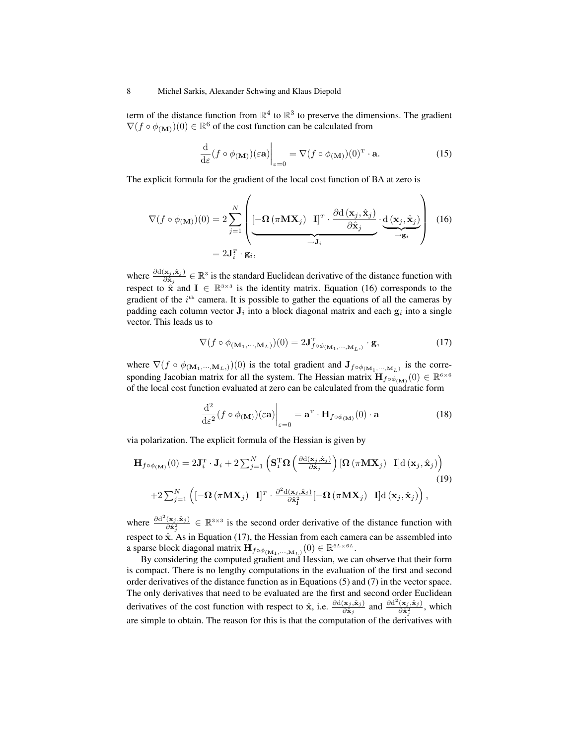term of the distance function from $\mathbb{R}^4$ to $\mathbb{R}^3$ to preserve the dimensions. The gradient $\nabla(f \circ \phi_{(\mathbf{M})})(0) \in \mathbb{R}^6$ of the cost function can be calculated from

$$\left.\frac{\mathrm{d}}{\mathrm{d}\varepsilon}(f \circ \phi_{(\mathbf{M})})(\varepsilon \mathbf{a})\right|_{\varepsilon=0} = \nabla(f \circ \phi_{(\mathbf{M})})(0)^{\mathrm{T}} \cdot \mathbf{a}. \tag{15}$$

The explicit formula for the gradient of the local cost function of BA at zero is

$$\begin{aligned}\nabla(f \circ \phi_{(\mathbf{M})})(0) &= 2\sum_{j=1}^{N}\left(\underbrace{\left[-\boldsymbol{\Omega}\left(\pi \mathbf{M}\mathbf{X}_j\right) \quad \mathbf{I}\right]^{T} \cdot \frac{\partial \mathrm{d}\left(\mathbf{x}_j, \hat{\mathbf{x}}_j\right)}{\partial \hat{\mathbf{x}}_j}}_{\rightarrow \mathbf{J}_i} \cdot \underbrace{\mathrm{d}\left(\mathbf{x}_j, \hat{\mathbf{x}}_j\right)}_{\rightarrow \mathbf{g}_i}\right) \\ &= 2\mathbf{J}_i^{T} \cdot \mathbf{g}_i,\end{aligned} \tag{16}$$

where $\frac{\partial \mathrm{d}(\mathbf{x}_j, \hat{\mathbf{x}}_j)}{\partial \hat{\mathbf{x}}_j} \in \mathbb{R}^3$ is the standard Euclidean derivative of the distance function with respect to $\hat{\mathbf{x}}$ and $\mathbf{I} \in \mathbb{R}^{3\times 3}$ is the identity matrix. Equation (16) corresponds to the gradient of the $i^{\text{th}}$ camera. It is possible to gather the equations of all the cameras by padding each column vector $\mathbf{J}_i$ into a block diagonal matrix and each $\mathbf{g}_i$ into a single vector. This leads us to

$$\nabla(f \circ \phi_{(\mathbf{M}_1,\cdots,\mathbf{M}_L)})(0) = 2\mathbf{J}^{\mathrm{T}}_{f\circ\phi_{(\mathbf{M}_1,\cdots,\mathbf{M}_L)}} \cdot \mathbf{g}, \tag{17}$$

where $\nabla(f \circ \phi_{(\mathbf{M}_1,\cdots,\mathbf{M}_L,)})(0)$ is the total gradient and $\mathbf{J}_{f\circ\phi_{(\mathbf{M}_1,\cdots,\mathbf{M}_L)}}$ is the corresponding Jacobian matrix for all the system. The Hessian matrix $\mathbf{H}_{f\circ\phi_{(\mathbf{M})}}(0) \in \mathbb{R}^{6\times 6}$ of the local cost function evaluated at zero can be calculated from the quadratic form

$$\left.\frac{\mathrm{d}^2}{\mathrm{d}\varepsilon^2}(f \circ \phi_{(\mathbf{M})})(\varepsilon \mathbf{a})\right|_{\varepsilon=0} = \mathbf{a}^{\mathrm{T}} \cdot \mathbf{H}_{f\circ\phi_{(\mathbf{M})}}(0) \cdot \mathbf{a} \tag{18}$$

via polarization. The explicit formula of the Hessian is given by

$$\begin{aligned}\mathbf{H}_{f\circ\phi_{(\mathbf{M})}}(0) &= 2\mathbf{J}_i^{\mathrm{T}} \cdot \mathbf{J}_i + 2\sum_{j=1}^{N}\left(\mathbf{S}_1^{\mathrm{T}}\boldsymbol{\Omega}\left(\frac{\partial \mathrm{d}(\mathbf{x}_j,\hat{\mathbf{x}}_j)}{\partial \hat{\mathbf{x}}_j}\right)\left[\boldsymbol{\Omega}\left(\pi\mathbf{M}\mathbf{X}_j\right) \quad \mathbf{I}\right]\mathrm{d}\left(\mathbf{x}_j,\hat{\mathbf{x}}_j\right)\right) \\ &+2\sum_{j=1}^{N}\left(\left[-\boldsymbol{\Omega}\left(\pi\mathbf{M}\mathbf{X}_j\right) \quad \mathbf{I}\right]^{T} \cdot \frac{\partial^2 \mathrm{d}(\mathbf{x}_j,\hat{\mathbf{x}}_j)}{\partial \hat{\mathbf{x}}_j^2}\left[-\boldsymbol{\Omega}\left(\pi\mathbf{M}\mathbf{X}_j\right) \quad \mathbf{I}\right]\mathrm{d}\left(\mathbf{x}_j,\hat{\mathbf{x}}_j\right)\right),\end{aligned} \tag{19}$$

where $\frac{\partial \mathrm{d}^2(\mathbf{x}_j,\hat{\mathbf{x}}_j)}{\partial \hat{\mathbf{x}}_j^2} \in \mathbb{R}^{3\times 3}$ is the second order derivative of the distance function with respect to $\hat{\mathbf{x}}$. As in Equation (17), the Hessian from each camera can be assembled into a sparse block diagonal matrix $\mathbf{H}_{f\circ\phi_{(\mathbf{M}_1,\cdots,\mathbf{M}_L)}}(0) \in \mathbb{R}^{6L\times 6L}$.

By considering the computed gradient and Hessian, we can observe that their form is compact. There is no lengthy computations in the evaluation of the first and second order derivatives of the distance function as in Equations (5) and (7) in the vector space. The only derivatives that need to be evaluated are the first and second order Euclidean derivatives of the cost function with respect to $\hat{\mathbf{x}}$, i.e. $\frac{\partial \mathrm{d}(\mathbf{x}_j,\hat{\mathbf{x}}_j)}{\partial \hat{\mathbf{x}}_j}$ and $\frac{\partial \mathrm{d}^2(\mathbf{x}_j,\hat{\mathbf{x}}_j)}{\partial \hat{\mathbf{x}}_j^2}$, which are simple to obtain. The reason for this is that the computation of the derivatives with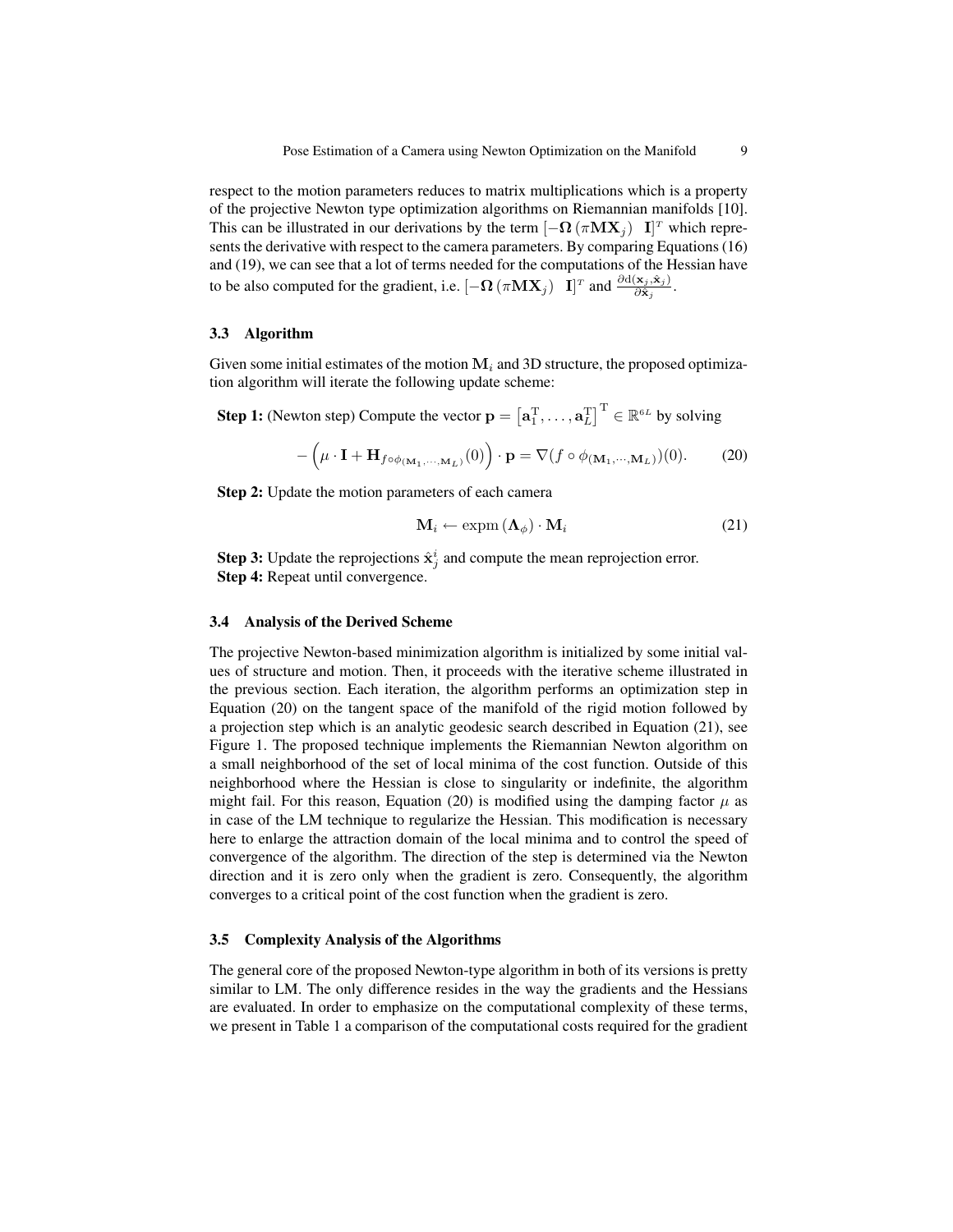respect to the motion parameters reduces to matrix multiplications which is a property of the projective Newton type optimization algorithms on Riemannian manifolds [10]. This can be illustrated in our derivations by the term $[-\mathbf{\Omega}(\pi\mathbf{M}\mathbf{X}_j) \quad \mathbf{I}]^T$ which represents the derivative with respect to the camera parameters. By comparing Equations (16) and (19), we can see that a lot of terms needed for the computations of the Hessian have to be also computed for the gradient, i.e. $[-\mathbf{\Omega}(\pi\mathbf{M}\mathbf{X}_j) \quad \mathbf{I}]^T$ and $\frac{\partial \mathrm{d}(\mathbf{x}_j, \hat{\mathbf{x}}_j)}{\partial \hat{\mathbf{x}}_j}$.

### 3.3 Algorithm

Given some initial estimates of the motion $\mathbf{M}_i$ and 3D structure, the proposed optimization algorithm will iterate the following update scheme:

**Step 1:** (Newton step) Compute the vector $\mathbf{p} = \left[\mathbf{a}_1^{\mathrm{T}}, \ldots, \mathbf{a}_L^{\mathrm{T}}\right]^{\mathrm{T}} \in \mathbb{R}^{6L}$ by solving

$$-\left(\mu \cdot \mathbf{I} + \mathbf{H}_{f \circ \phi_{(\mathbf{M}_1, \cdots, \mathbf{M}_L)}}(0)\right) \cdot \mathbf{p} = \nabla(f \circ \phi_{(\mathbf{M}_1, \cdots, \mathbf{M}_L)})(0). \tag{20}$$

**Step 2:** Update the motion parameters of each camera

$$\mathbf{M}_i \leftarrow \mathrm{expm}\left(\mathbf{\Lambda}_\phi\right) \cdot \mathbf{M}_i \tag{21}$$

**Step 3:** Update the reprojections $\hat{\mathbf{x}}_j^i$ and compute the mean reprojection error.
**Step 4:** Repeat until convergence.

### 3.4 Analysis of the Derived Scheme

The projective Newton-based minimization algorithm is initialized by some initial values of structure and motion. Then, it proceeds with the iterative scheme illustrated in the previous section. Each iteration, the algorithm performs an optimization step in Equation (20) on the tangent space of the manifold of the rigid motion followed by a projection step which is an analytic geodesic search described in Equation (21), see Figure 1. The proposed technique implements the Riemannian Newton algorithm on a small neighborhood of the set of local minima of the cost function. Outside of this neighborhood where the Hessian is close to singularity or indefinite, the algorithm might fail. For this reason, Equation (20) is modified using the damping factor $\mu$ as in case of the LM technique to regularize the Hessian. This modification is necessary here to enlarge the attraction domain of the local minima and to control the speed of convergence of the algorithm. The direction of the step is determined via the Newton direction and it is zero only when the gradient is zero. Consequently, the algorithm converges to a critical point of the cost function when the gradient is zero.

### 3.5 Complexity Analysis of the Algorithms

The general core of the proposed Newton-type algorithm in both of its versions is pretty similar to LM. The only difference resides in the way the gradients and the Hessians are evaluated. In order to emphasize on the computational complexity of these terms, we present in Table 1 a comparison of the computational costs required for the gradient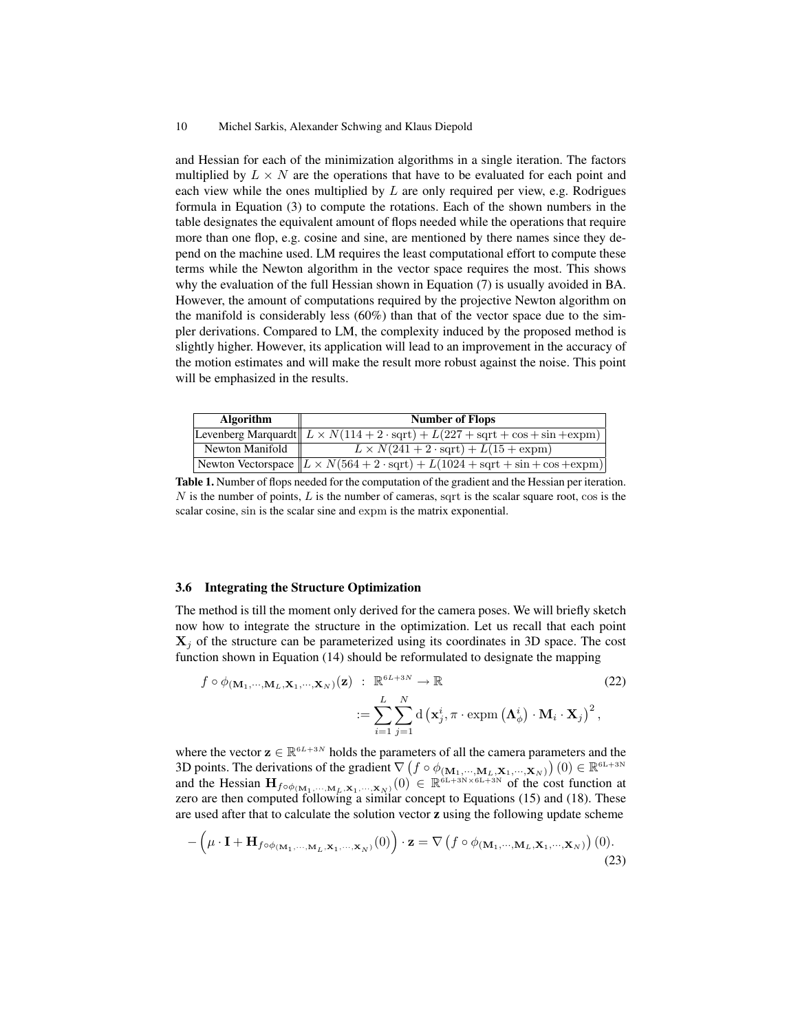and Hessian for each of the minimization algorithms in a single iteration. The factors multiplied by $L \times N$ are the operations that have to be evaluated for each point and each view while the ones multiplied by $L$ are only required per view, e.g. Rodrigues formula in Equation (3) to compute the rotations. Each of the shown numbers in the table designates the equivalent amount of flops needed while the operations that require more than one flop, e.g. cosine and sine, are mentioned by there names since they depend on the machine used. LM requires the least computational effort to compute these terms while the Newton algorithm in the vector space requires the most. This shows why the evaluation of the full Hessian shown in Equation (7) is usually avoided in BA. However, the amount of computations required by the projective Newton algorithm on the manifold is considerably less (60%) than that of the vector space due to the simpler derivations. Compared to LM, the complexity induced by the proposed method is slightly higher. However, its application will lead to an improvement in the accuracy of the motion estimates and will make the result more robust against the noise. This point will be emphasized in the results.

| Algorithm | Number of Flops |
|---|---|
| Levenberg Marquardt | $L \times N(114 + 2 \cdot \mathrm{sqrt}) + L(227 + \mathrm{sqrt} + \cos + \sin + \mathrm{expm})$ |
| Newton Manifold | $L \times N(241 + 2 \cdot \mathrm{sqrt}) + L(15 + \mathrm{expm})$ |
| Newton Vectorspace | $L \times N(564 + 2 \cdot \mathrm{sqrt}) + L(1024 + \mathrm{sqrt} + \sin + \cos + \mathrm{expm})$ |

**Table 1.** Number of flops needed for the computation of the gradient and the Hessian per iteration. $N$ is the number of points, $L$ is the number of cameras, $\mathrm{sqrt}$ is the scalar square root, $\cos$ is the scalar cosine, $\sin$ is the scalar sine and $\mathrm{expm}$ is the matrix exponential.

### 3.6 Integrating the Structure Optimization

The method is till the moment only derived for the camera poses. We will briefly sketch now how to integrate the structure in the optimization. Let us recall that each point $\mathbf{X}_j$ of the structure can be parameterized using its coordinates in 3D space. The cost function shown in Equation (14) should be reformulated to designate the mapping

$$
\begin{aligned}
f \circ \phi_{(\mathbf{M}_1,\cdots,\mathbf{M}_L,\mathbf{X}_1,\cdots,\mathbf{X}_N)}(\mathbf{z}) \ &: \ \mathbb{R}^{6L+3N} \to \mathbb{R} \\
&:= \sum_{i=1}^{L} \sum_{j=1}^{N} \mathrm{d}\left(\mathbf{x}_j^i, \pi \cdot \mathrm{expm}\left(\mathbf{\Lambda}_\phi^i\right) \cdot \mathbf{M}_i \cdot \mathbf{X}_j\right)^2,
\end{aligned}
\tag{22}
$$

where the vector $\mathbf{z} \in \mathbb{R}^{6L+3N}$ holds the parameters of all the camera parameters and the 3D points. The derivations of the gradient $\nabla\left(f \circ \phi_{(\mathbf{M}_1,\cdots,\mathbf{M}_L,\mathbf{X}_1,\cdots,\mathbf{X}_N)}\right)(0) \in \mathbb{R}^{6L+3N}$ and the Hessian $\mathbf{H}_{f \circ \phi_{(\mathbf{M}_1,\cdots,\mathbf{M}_L,\mathbf{X}_1,\cdots,\mathbf{X}_N)}}(0) \in \mathbb{R}^{6L+3N \times 6L+3N}$ of the cost function at zero are then computed following a similar concept to Equations (15) and (18). These are used after that to calculate the solution vector $\mathbf{z}$ using the following update scheme

$$
-\left(\mu \cdot \mathbf{I} + \mathbf{H}_{f \circ \phi_{(\mathbf{M}_1,\cdots,\mathbf{M}_L,\mathbf{X}_1,\cdots,\mathbf{X}_N)}}(0)\right) \cdot \mathbf{z} = \nabla\left(f \circ \phi_{(\mathbf{M}_1,\cdots,\mathbf{M}_L,\mathbf{X}_1,\cdots,\mathbf{X}_N)}\right)(0).
\tag{23}
$$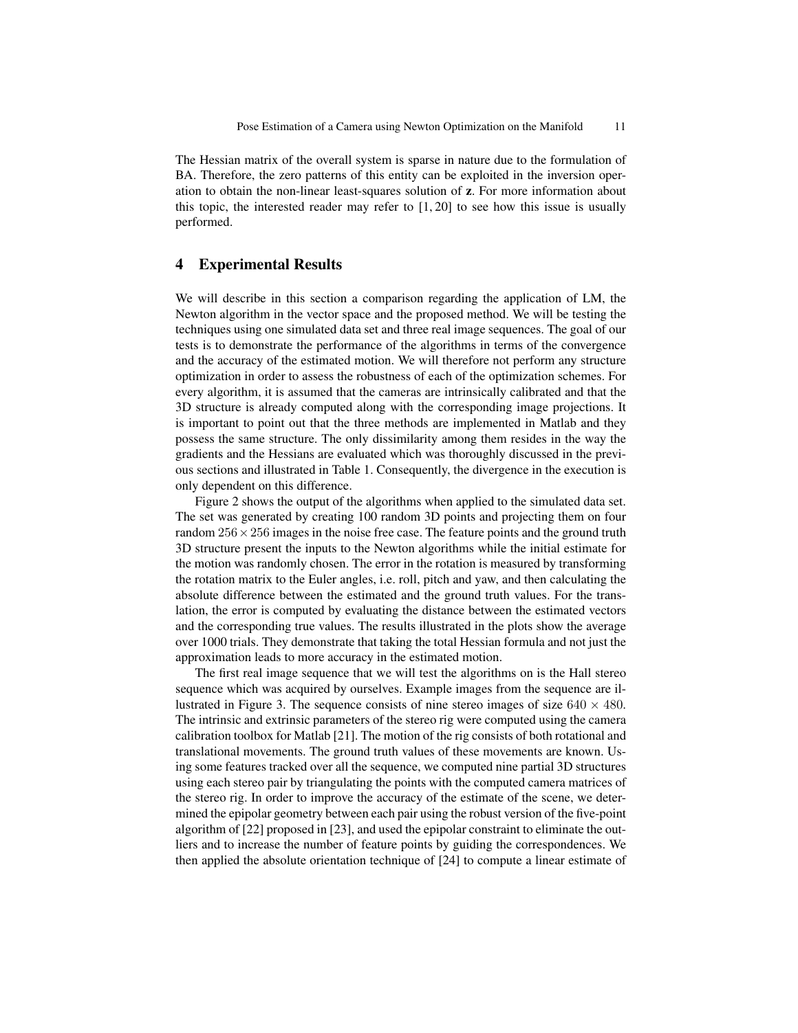The Hessian matrix of the overall system is sparse in nature due to the formulation of BA. Therefore, the zero patterns of this entity can be exploited in the inversion operation to obtain the non-linear least-squares solution of $\mathbf{z}$. For more information about this topic, the interested reader may refer to [1, 20] to see how this issue is usually performed.

## 4 Experimental Results

We will describe in this section a comparison regarding the application of LM, the Newton algorithm in the vector space and the proposed method. We will be testing the techniques using one simulated data set and three real image sequences. The goal of our tests is to demonstrate the performance of the algorithms in terms of the convergence and the accuracy of the estimated motion. We will therefore not perform any structure optimization in order to assess the robustness of each of the optimization schemes. For every algorithm, it is assumed that the cameras are intrinsically calibrated and that the 3D structure is already computed along with the corresponding image projections. It is important to point out that the three methods are implemented in Matlab and they possess the same structure. The only dissimilarity among them resides in the way the gradients and the Hessians are evaluated which was thoroughly discussed in the previous sections and illustrated in Table 1. Consequently, the divergence in the execution is only dependent on this difference.

Figure 2 shows the output of the algorithms when applied to the simulated data set. The set was generated by creating 100 random 3D points and projecting them on four random $256 \times 256$ images in the noise free case. The feature points and the ground truth 3D structure present the inputs to the Newton algorithms while the initial estimate for the motion was randomly chosen. The error in the rotation is measured by transforming the rotation matrix to the Euler angles, i.e. roll, pitch and yaw, and then calculating the absolute difference between the estimated and the ground truth values. For the translation, the error is computed by evaluating the distance between the estimated vectors and the corresponding true values. The results illustrated in the plots show the average over 1000 trials. They demonstrate that taking the total Hessian formula and not just the approximation leads to more accuracy in the estimated motion.

The first real image sequence that we will test the algorithms on is the Hall stereo sequence which was acquired by ourselves. Example images from the sequence are illustrated in Figure 3. The sequence consists of nine stereo images of size $640 \times 480$. The intrinsic and extrinsic parameters of the stereo rig were computed using the camera calibration toolbox for Matlab [21]. The motion of the rig consists of both rotational and translational movements. The ground truth values of these movements are known. Using some features tracked over all the sequence, we computed nine partial 3D structures using each stereo pair by triangulating the points with the computed camera matrices of the stereo rig. In order to improve the accuracy of the estimate of the scene, we determined the epipolar geometry between each pair using the robust version of the five-point algorithm of [22] proposed in [23], and used the epipolar constraint to eliminate the outliers and to increase the number of feature points by guiding the correspondences. We then applied the absolute orientation technique of [24] to compute a linear estimate of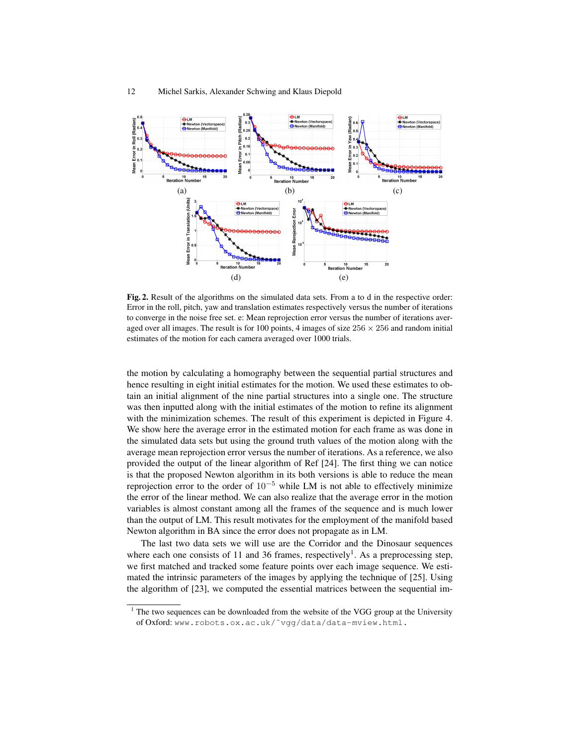**Fig. 2.** Result of the algorithms on the simulated data sets. From a to d in the respective order: Error in the roll, pitch, yaw and translation estimates respectively versus the number of iterations to converge in the noise free set. e: Mean reprojection error versus the number of iterations averaged over all images. The result is for 100 points, 4 images of size $256 \times 256$ and random initial estimates of the motion for each camera averaged over 1000 trials.

the motion by calculating a homography between the sequential partial structures and hence resulting in eight initial estimates for the motion. We used these estimates to obtain an initial alignment of the nine partial structures into a single one. The structure was then inputted along with the initial estimates of the motion to refine its alignment with the minimization schemes. The result of this experiment is depicted in Figure 4. We show here the average error in the estimated motion for each frame as was done in the simulated data sets but using the ground truth values of the motion along with the average mean reprojection error versus the number of iterations. As a reference, we also provided the output of the linear algorithm of Ref [24]. The first thing we can notice is that the proposed Newton algorithm in its both versions is able to reduce the mean reprojection error to the order of $10^{-5}$ while LM is not able to effectively minimize the error of the linear method. We can also realize that the average error in the motion variables is almost constant among all the frames of the sequence and is much lower than the output of LM. This result motivates for the employment of the manifold based Newton algorithm in BA since the error does not propagate as in LM.

The last two data sets we will use are the Corridor and the Dinosaur sequences where each one consists of 11 and 36 frames, respectively[1]. As a preprocessing step, we first matched and tracked some feature points over each image sequence. We estimated the intrinsic parameters of the images by applying the technique of [25]. Using the algorithm of [23], we computed the essential matrices between the sequential im-

[1] The two sequences can be downloaded from the website of the VGG group at the University of Oxford: www.robots.ox.ac.uk/~vgg/data/data-mview.html.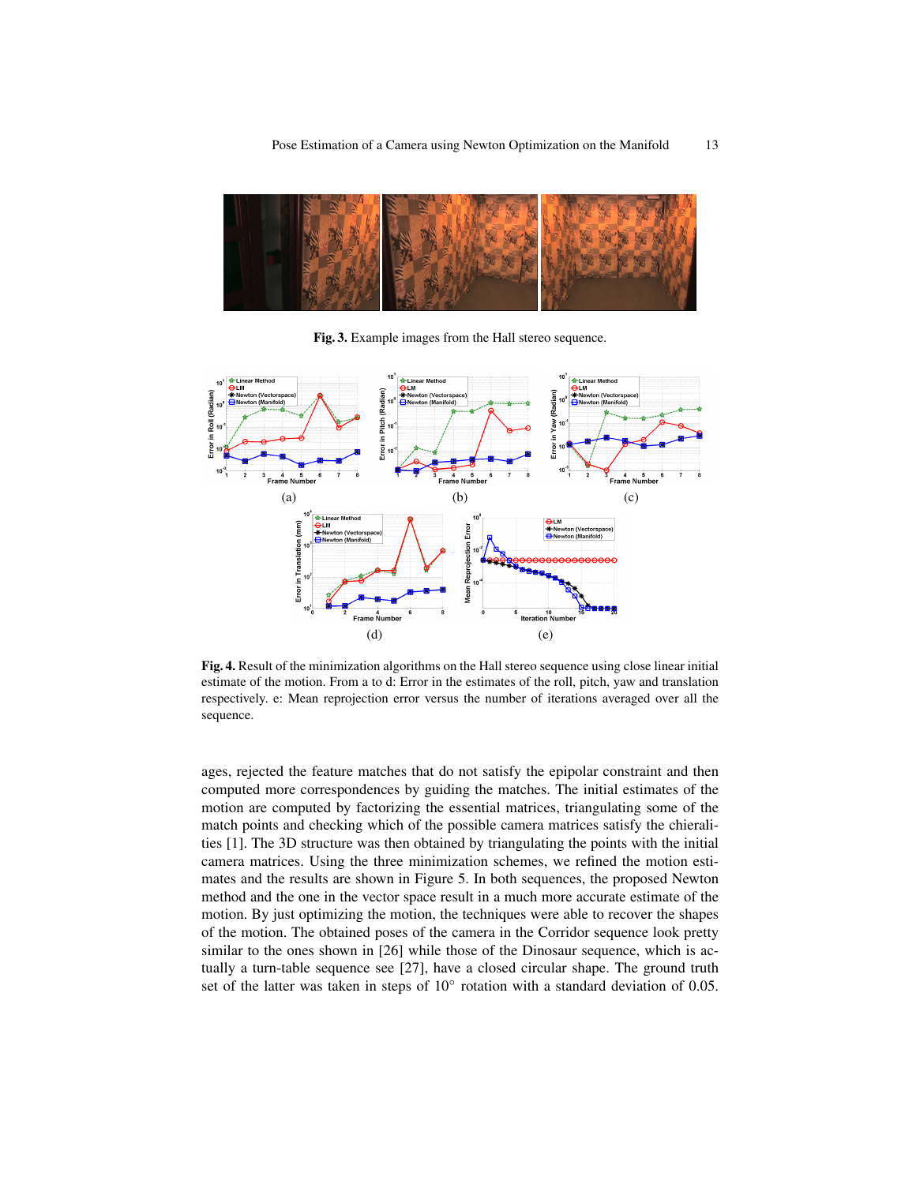**Fig. 3.** Example images from the Hall stereo sequence.

**Fig. 4.** Result of the minimization algorithms on the Hall stereo sequence using close linear initial estimate of the motion. From a to d: Error in the estimates of the roll, pitch, yaw and translation respectively. e: Mean reprojection error versus the number of iterations averaged over all the sequence.

ages, rejected the feature matches that do not satisfy the epipolar constraint and then computed more correspondences by guiding the matches. The initial estimates of the motion are computed by factorizing the essential matrices, triangulating some of the match points and checking which of the possible camera matrices satisfy the cheiralities [1]. The 3D structure was then obtained by triangulating the points with the initial camera matrices. Using the three minimization schemes, we refined the motion estimates and the results are shown in Figure 5. In both sequences, the proposed Newton method and the one in the vector space result in a much more accurate estimate of the motion. By just optimizing the motion, the techniques were able to recover the shapes of the motion. The obtained poses of the camera in the Corridor sequence look pretty similar to the ones shown in [26] while those of the Dinosaur sequence, which is actually a turn-table sequence see [27], have a closed circular shape. The ground truth set of the latter was taken in steps of 10° rotation with a standard deviation of 0.05.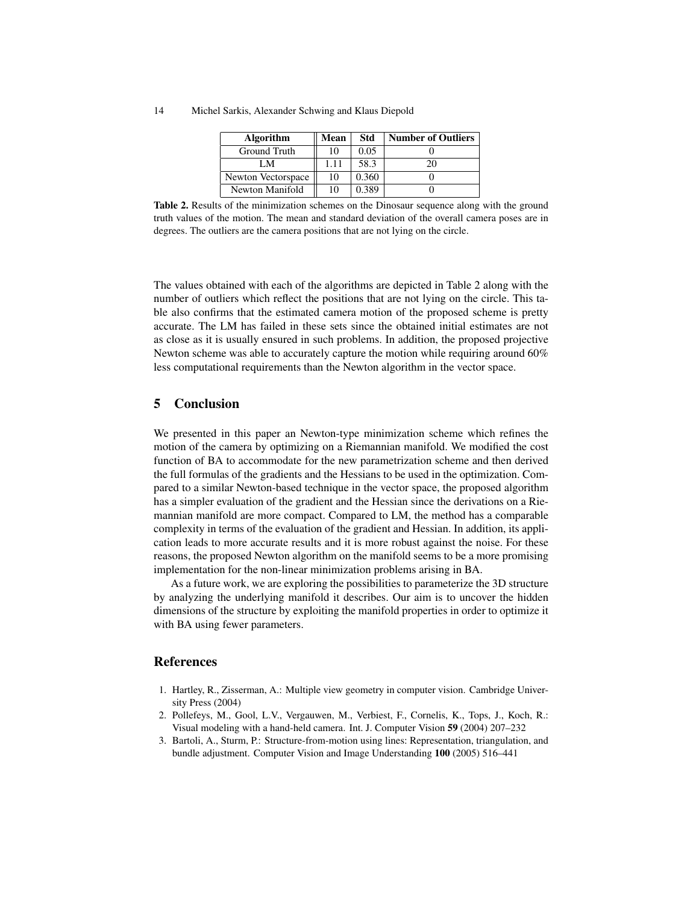| Algorithm | Mean | Std | Number of Outliers |
| --- | --- | --- | --- |
| Ground Truth | 10 | 0.05 | 0 |
| LM | 1.11 | 58.3 | 20 |
| Newton Vectorspace | 10 | 0.360 | 0 |
| Newton Manifold | 10 | 0.389 | 0 |

**Table 2.** Results of the minimization schemes on the Dinosaur sequence along with the ground truth values of the motion. The mean and standard deviation of the overall camera poses are in degrees. The outliers are the camera positions that are not lying on the circle.

The values obtained with each of the algorithms are depicted in Table 2 along with the number of outliers which reflect the positions that are not lying on the circle. This table also confirms that the estimated camera motion of the proposed scheme is pretty accurate. The LM has failed in these sets since the obtained initial estimates are not as close as it is usually ensured in such problems. In addition, the proposed projective Newton scheme was able to accurately capture the motion while requiring around 60% less computational requirements than the Newton algorithm in the vector space.

## 5 Conclusion

We presented in this paper an Newton-type minimization scheme which refines the motion of the camera by optimizing on a Riemannian manifold. We modified the cost function of BA to accommodate for the new parametrization scheme and then derived the full formulas of the gradients and the Hessians to be used in the optimization. Compared to a similar Newton-based technique in the vector space, the proposed algorithm has a simpler evaluation of the gradient and the Hessian since the derivations on a Riemannian manifold are more compact. Compared to LM, the method has a comparable complexity in terms of the evaluation of the gradient and Hessian. In addition, its application leads to more accurate results and it is more robust against the noise. For these reasons, the proposed Newton algorithm on the manifold seems to be a more promising implementation for the non-linear minimization problems arising in BA.

As a future work, we are exploring the possibilities to parameterize the 3D structure by analyzing the underlying manifold it describes. Our aim is to uncover the hidden dimensions of the structure by exploiting the manifold properties in order to optimize it with BA using fewer parameters.

## References

1. Hartley, R., Zisserman, A.: Multiple view geometry in computer vision. Cambridge University Press (2004)
2. Pollefeys, M., Gool, L.V., Vergauwen, M., Verbiest, F., Cornelis, K., Tops, J., Koch, R.: Visual modeling with a hand-held camera. Int. J. Computer Vision **59** (2004) 207–232
3. Bartoli, A., Sturm, P.: Structure-from-motion using lines: Representation, triangulation, and bundle adjustment. Computer Vision and Image Understanding **100** (2005) 516–441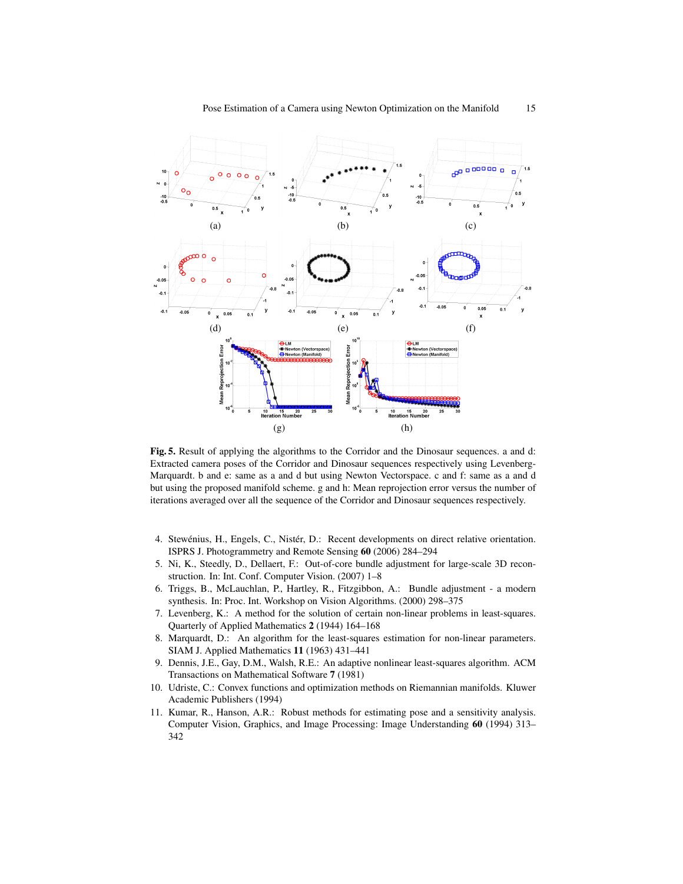**Fig. 5.** Result of applying the algorithms to the Corridor and the Dinosaur sequences. a and d: Extracted camera poses of the Corridor and Dinosaur sequences respectively using Levenberg-Marquardt. b and e: same as a and d but using Newton Vectorspace. c and f: same as a and d but using the proposed manifold scheme. g and h: Mean reprojection error versus the number of iterations averaged over all the sequence of the Corridor and Dinosaur sequences respectively.

4. Stewénius, H., Engels, C., Nistér, D.: Recent developments on direct relative orientation. ISPRS J. Photogrammetry and Remote Sensing **60** (2006) 284–294
5. Ni, K., Steedly, D., Dellaert, F.: Out-of-core bundle adjustment for large-scale 3D reconstruction. In: Int. Conf. Computer Vision. (2007) 1–8
6. Triggs, B., McLauchlan, P., Hartley, R., Fitzgibbon, A.: Bundle adjustment - a modern synthesis. In: Proc. Int. Workshop on Vision Algorithms. (2000) 298–375
7. Levenberg, K.: A method for the solution of certain non-linear problems in least-squares. Quarterly of Applied Mathematics **2** (1944) 164–168
8. Marquardt, D.: An algorithm for the least-squares estimation for non-linear parameters. SIAM J. Applied Mathematics **11** (1963) 431–441
9. Dennis, J.E., Gay, D.M., Walsh, R.E.: An adaptive nonlinear least-squares algorithm. ACM Transactions on Mathematical Software **7** (1981)
10. Udriste, C.: Convex functions and optimization methods on Riemannian manifolds. Kluwer Academic Publishers (1994)
11. Kumar, R., Hanson, A.R.: Robust methods for estimating pose and a sensitivity analysis. Computer Vision, Graphics, and Image Processing: Image Understanding **60** (1994) 313–342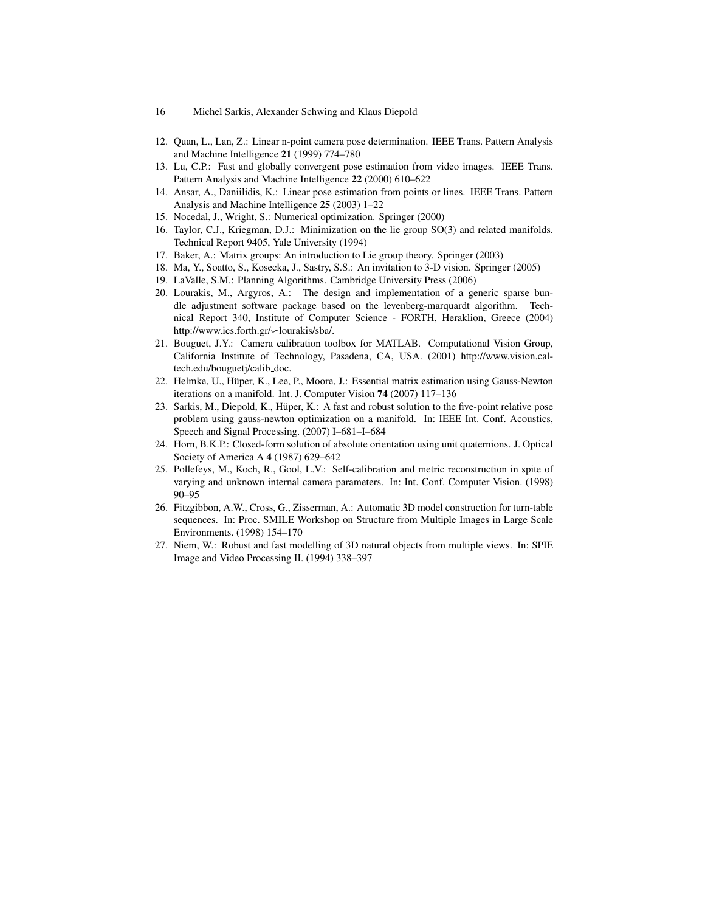12. Quan, L., Lan, Z.: Linear n-point camera pose determination. IEEE Trans. Pattern Analysis and Machine Intelligence **21** (1999) 774–780
13. Lu, C.P.: Fast and globally convergent pose estimation from video images. IEEE Trans. Pattern Analysis and Machine Intelligence **22** (2000) 610–622
14. Ansar, A., Daniilidis, K.: Linear pose estimation from points or lines. IEEE Trans. Pattern Analysis and Machine Intelligence **25** (2003) 1–22
15. Nocedal, J., Wright, S.: Numerical optimization. Springer (2000)
16. Taylor, C.J., Kriegman, D.J.: Minimization on the lie group SO(3) and related manifolds. Technical Report 9405, Yale University (1994)
17. Baker, A.: Matrix groups: An introduction to Lie group theory. Springer (2003)
18. Ma, Y., Soatto, S., Kosecka, J., Sastry, S.S.: An invitation to 3-D vision. Springer (2005)
19. LaValle, S.M.: Planning Algorithms. Cambridge University Press (2006)
20. Lourakis, M., Argyros, A.: The design and implementation of a generic sparse bundle adjustment software package based on the levenberg-marquardt algorithm. Technical Report 340, Institute of Computer Science - FORTH, Heraklion, Greece (2004) http://www.ics.forth.gr/∽lourakis/sba/.
21. Bouguet, J.Y.: Camera calibration toolbox for MATLAB. Computational Vision Group, California Institute of Technology, Pasadena, CA, USA. (2001) http://www.vision.caltech.edu/bouguetj/calib_doc.
22. Helmke, U., Hüper, K., Lee, P., Moore, J.: Essential matrix estimation using Gauss-Newton iterations on a manifold. Int. J. Computer Vision **74** (2007) 117–136
23. Sarkis, M., Diepold, K., Hüper, K.: A fast and robust solution to the five-point relative pose problem using gauss-newton optimization on a manifold. In: IEEE Int. Conf. Acoustics, Speech and Signal Processing. (2007) I–681–I–684
24. Horn, B.K.P.: Closed-form solution of absolute orientation using unit quaternions. J. Optical Society of America A **4** (1987) 629–642
25. Pollefeys, M., Koch, R., Gool, L.V.: Self-calibration and metric reconstruction in spite of varying and unknown internal camera parameters. In: Int. Conf. Computer Vision. (1998) 90–95
26. Fitzgibbon, A.W., Cross, G., Zisserman, A.: Automatic 3D model construction for turn-table sequences. In: Proc. SMILE Workshop on Structure from Multiple Images in Large Scale Environments. (1998) 154–170
27. Niem, W.: Robust and fast modelling of 3D natural objects from multiple views. In: SPIE Image and Video Processing II. (1994) 338–397